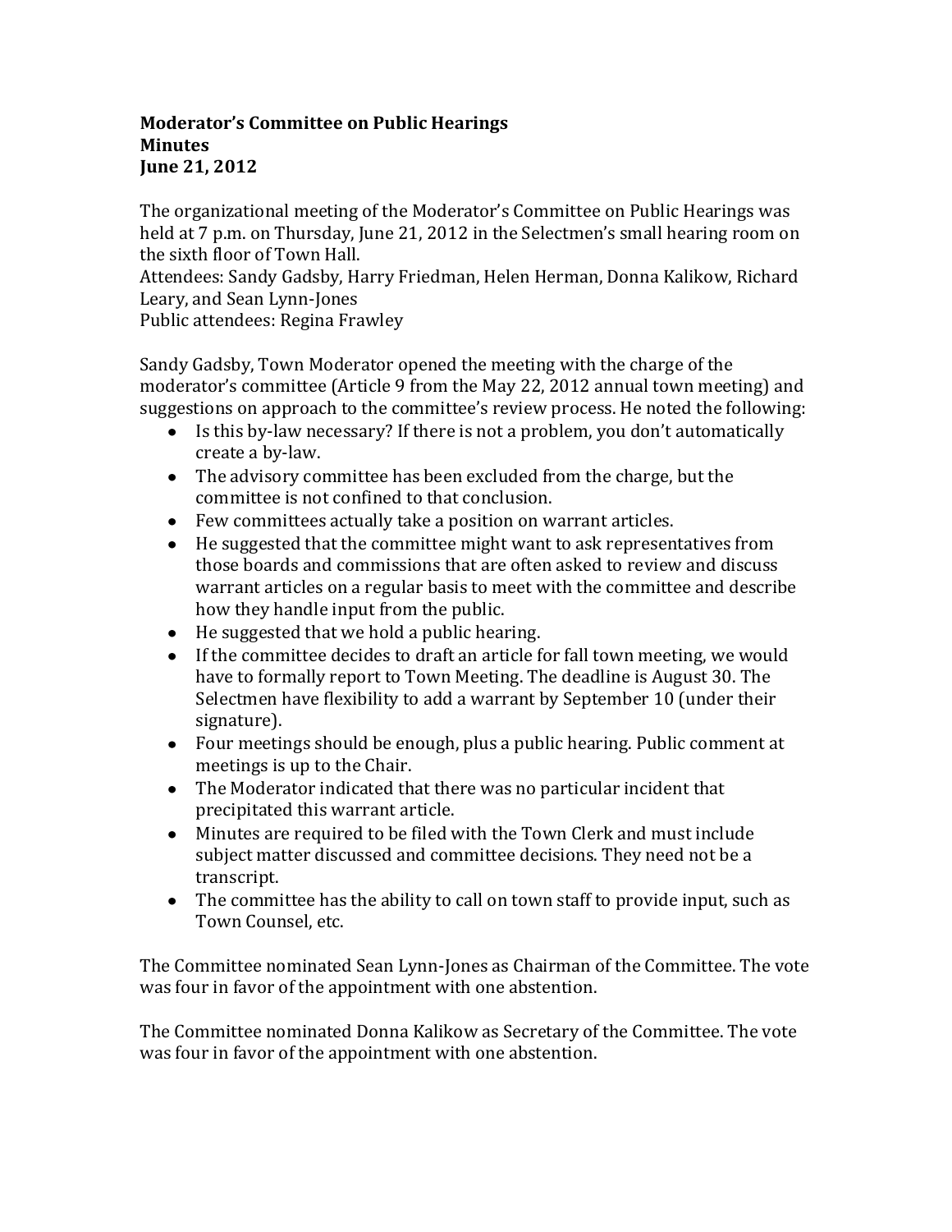**Moderator's Committee on Public Hearings**
**Minutes**
**June 21, 2012**

The organizational meeting of the Moderator's Committee on Public Hearings was held at 7 p.m. on Thursday, June 21, 2012 in the Selectmen's small hearing room on the sixth floor of Town Hall.
Attendees: Sandy Gadsby, Harry Friedman, Helen Herman, Donna Kalikow, Richard Leary, and Sean Lynn-Jones
Public attendees: Regina Frawley

Sandy Gadsby, Town Moderator opened the meeting with the charge of the moderator's committee (Article 9 from the May 22, 2012 annual town meeting) and suggestions on approach to the committee's review process. He noted the following:

- Is this by-law necessary? If there is not a problem, you don't automatically create a by-law.
- The advisory committee has been excluded from the charge, but the committee is not confined to that conclusion.
- Few committees actually take a position on warrant articles.
- He suggested that the committee might want to ask representatives from those boards and commissions that are often asked to review and discuss warrant articles on a regular basis to meet with the committee and describe how they handle input from the public.
- He suggested that we hold a public hearing.
- If the committee decides to draft an article for fall town meeting, we would have to formally report to Town Meeting. The deadline is August 30. The Selectmen have flexibility to add a warrant by September 10 (under their signature).
- Four meetings should be enough, plus a public hearing. Public comment at meetings is up to the Chair.
- The Moderator indicated that there was no particular incident that precipitated this warrant article.
- Minutes are required to be filed with the Town Clerk and must include subject matter discussed and committee decisions. They need not be a transcript.
- The committee has the ability to call on town staff to provide input, such as Town Counsel, etc.

The Committee nominated Sean Lynn-Jones as Chairman of the Committee. The vote was four in favor of the appointment with one abstention.

The Committee nominated Donna Kalikow as Secretary of the Committee. The vote was four in favor of the appointment with one abstention.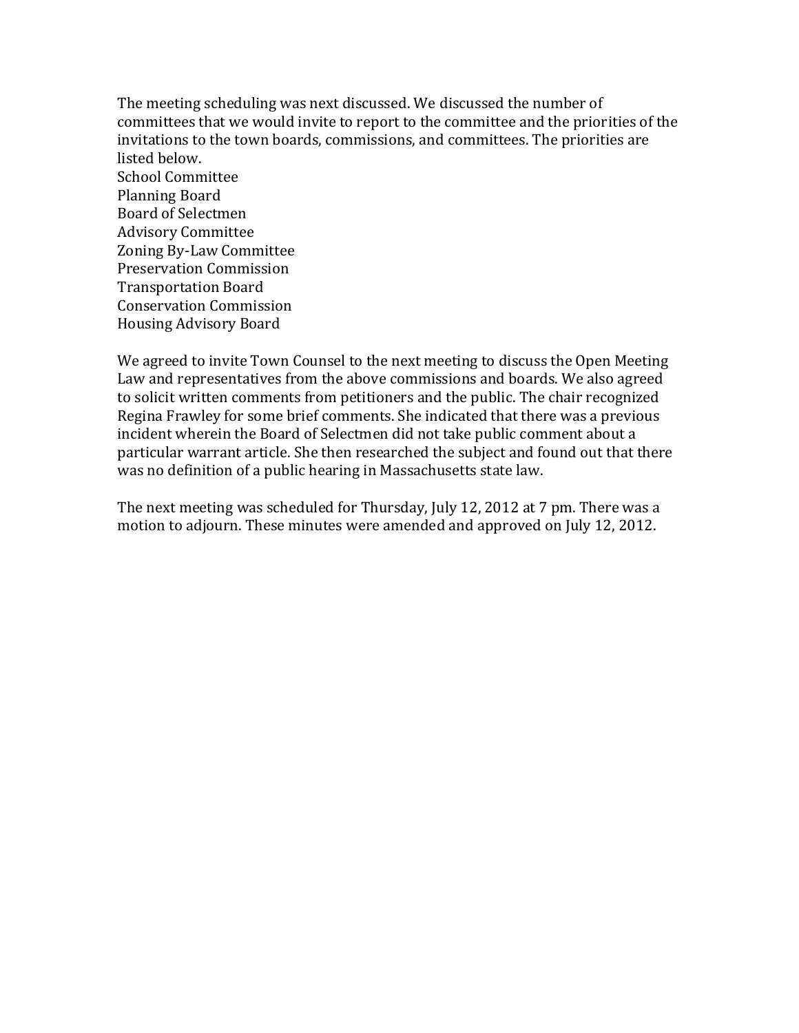The meeting scheduling was next discussed. We discussed the number of committees that we would invite to report to the committee and the priorities of the invitations to the town boards, commissions, and committees. The priorities are listed below.

School Committee
Planning Board
Board of Selectmen
Advisory Committee
Zoning By-Law Committee
Preservation Commission
Transportation Board
Conservation Commission
Housing Advisory Board

We agreed to invite Town Counsel to the next meeting to discuss the Open Meeting Law and representatives from the above commissions and boards. We also agreed to solicit written comments from petitioners and the public. The chair recognized Regina Frawley for some brief comments. She indicated that there was a previous incident wherein the Board of Selectmen did not take public comment about a particular warrant article. She then researched the subject and found out that there was no definition of a public hearing in Massachusetts state law.

The next meeting was scheduled for Thursday, July 12, 2012 at 7 pm. There was a motion to adjourn. These minutes were amended and approved on July 12, 2012.